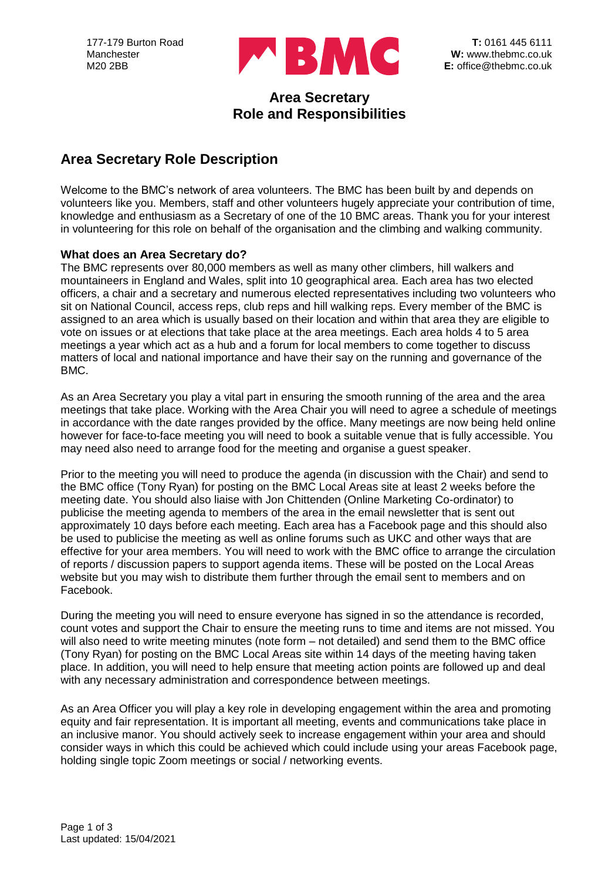177-179 Burton Road
Manchester
M20 2BB

**T:** 0161 445 6111
**W:** www.thebmc.co.uk
**E:** office@thebmc.co.uk

# Area Secretary
# Role and Responsibilities

## Area Secretary Role Description

Welcome to the BMC's network of area volunteers. The BMC has been built by and depends on volunteers like you. Members, staff and other volunteers hugely appreciate your contribution of time, knowledge and enthusiasm as a Secretary of one of the 10 BMC areas. Thank you for your interest in volunteering for this role on behalf of the organisation and the climbing and walking community.

### What does an Area Secretary do?

The BMC represents over 80,000 members as well as many other climbers, hill walkers and mountaineers in England and Wales, split into 10 geographical area. Each area has two elected officers, a chair and a secretary and numerous elected representatives including two volunteers who sit on National Council, access reps, club reps and hill walking reps. Every member of the BMC is assigned to an area which is usually based on their location and within that area they are eligible to vote on issues or at elections that take place at the area meetings. Each area holds 4 to 5 area meetings a year which act as a hub and a forum for local members to come together to discuss matters of local and national importance and have their say on the running and governance of the BMC.

As an Area Secretary you play a vital part in ensuring the smooth running of the area and the area meetings that take place. Working with the Area Chair you will need to agree a schedule of meetings in accordance with the date ranges provided by the office. Many meetings are now being held online however for face-to-face meeting you will need to book a suitable venue that is fully accessible. You may need also need to arrange food for the meeting and organise a guest speaker.

Prior to the meeting you will need to produce the agenda (in discussion with the Chair) and send to the BMC office (Tony Ryan) for posting on the BMC Local Areas site at least 2 weeks before the meeting date. You should also liaise with Jon Chittenden (Online Marketing Co-ordinator) to publicise the meeting agenda to members of the area in the email newsletter that is sent out approximately 10 days before each meeting. Each area has a Facebook page and this should also be used to publicise the meeting as well as online forums such as UKC and other ways that are effective for your area members. You will need to work with the BMC office to arrange the circulation of reports / discussion papers to support agenda items. These will be posted on the Local Areas website but you may wish to distribute them further through the email sent to members and on Facebook.

During the meeting you will need to ensure everyone has signed in so the attendance is recorded, count votes and support the Chair to ensure the meeting runs to time and items are not missed. You will also need to write meeting minutes (note form – not detailed) and send them to the BMC office (Tony Ryan) for posting on the BMC Local Areas site within 14 days of the meeting having taken place. In addition, you will need to help ensure that meeting action points are followed up and deal with any necessary administration and correspondence between meetings.

As an Area Officer you will play a key role in developing engagement within the area and promoting equity and fair representation. It is important all meeting, events and communications take place in an inclusive manor. You should actively seek to increase engagement within your area and should consider ways in which this could be achieved which could include using your areas Facebook page, holding single topic Zoom meetings or social / networking events.

Last updated: 15/04/2021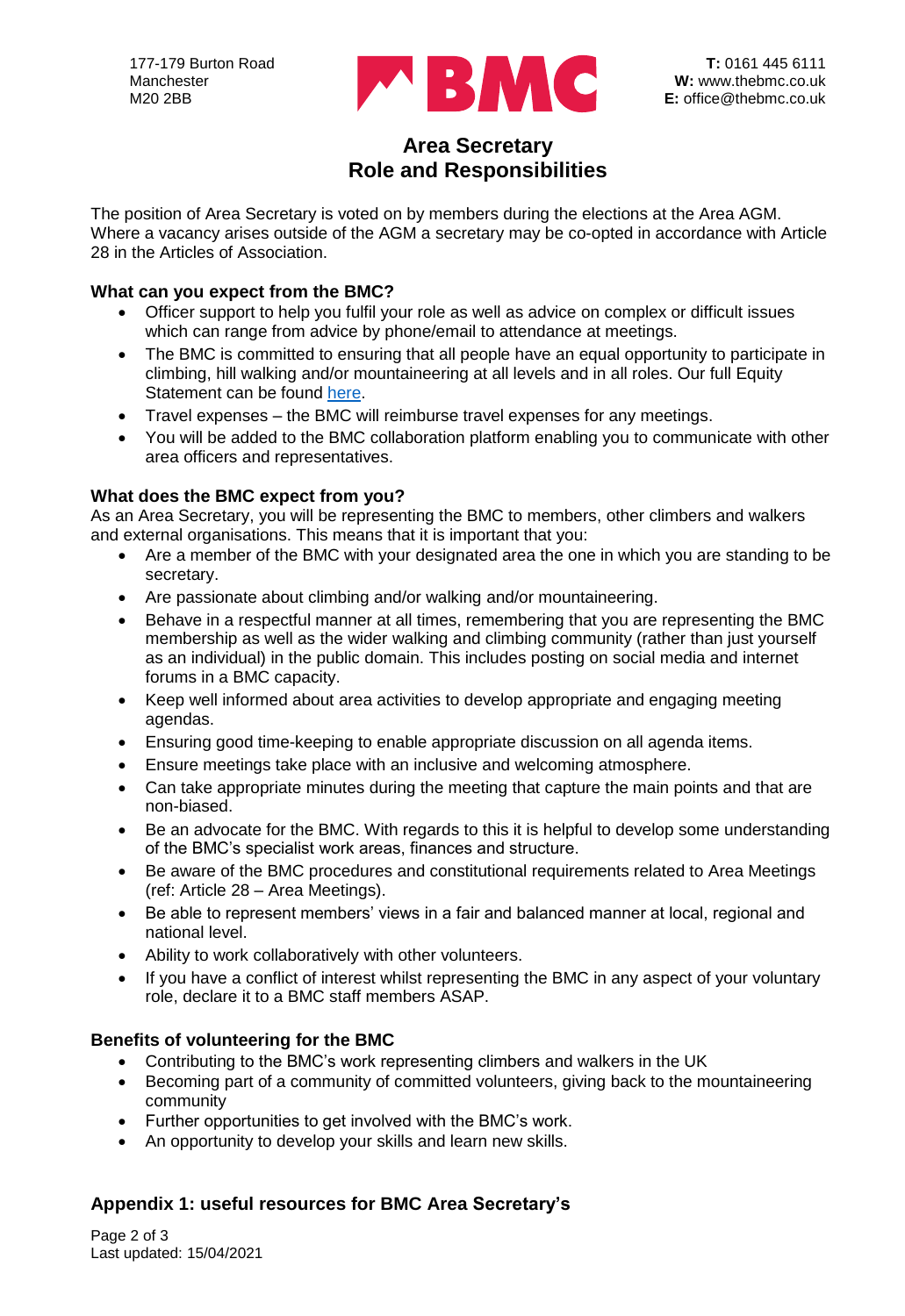177-179 Burton Road
Manchester
M20 2BB

**T:** 0161 445 6111
**W:** www.thebmc.co.uk
**E:** office@thebmc.co.uk

# Area Secretary
# Role and Responsibilities

The position of Area Secretary is voted on by members during the elections at the Area AGM. Where a vacancy arises outside of the AGM a secretary may be co-opted in accordance with Article 28 in the Articles of Association.

### What can you expect from the BMC?

- Officer support to help you fulfil your role as well as advice on complex or difficult issues which can range from advice by phone/email to attendance at meetings.
- The BMC is committed to ensuring that all people have an equal opportunity to participate in climbing, hill walking and/or mountaineering at all levels and in all roles. Our full Equity Statement can be found here.
- Travel expenses – the BMC will reimburse travel expenses for any meetings.
- You will be added to the BMC collaboration platform enabling you to communicate with other area officers and representatives.

### What does the BMC expect from you?

As an Area Secretary, you will be representing the BMC to members, other climbers and walkers and external organisations. This means that it is important that you:

- Are a member of the BMC with your designated area the one in which you are standing to be secretary.
- Are passionate about climbing and/or walking and/or mountaineering.
- Behave in a respectful manner at all times, remembering that you are representing the BMC membership as well as the wider walking and climbing community (rather than just yourself as an individual) in the public domain. This includes posting on social media and internet forums in a BMC capacity.
- Keep well informed about area activities to develop appropriate and engaging meeting agendas.
- Ensuring good time-keeping to enable appropriate discussion on all agenda items.
- Ensure meetings take place with an inclusive and welcoming atmosphere.
- Can take appropriate minutes during the meeting that capture the main points and that are non-biased.
- Be an advocate for the BMC. With regards to this it is helpful to develop some understanding of the BMC's specialist work areas, finances and structure.
- Be aware of the BMC procedures and constitutional requirements related to Area Meetings (ref: Article 28 – Area Meetings).
- Be able to represent members' views in a fair and balanced manner at local, regional and national level.
- Ability to work collaboratively with other volunteers.
- If you have a conflict of interest whilst representing the BMC in any aspect of your voluntary role, declare it to a BMC staff members ASAP.

### Benefits of volunteering for the BMC

- Contributing to the BMC's work representing climbers and walkers in the UK
- Becoming part of a community of committed volunteers, giving back to the mountaineering community
- Further opportunities to get involved with the BMC's work.
- An opportunity to develop your skills and learn new skills.

### Appendix 1: useful resources for BMC Area Secretary's

Last updated: 15/04/2021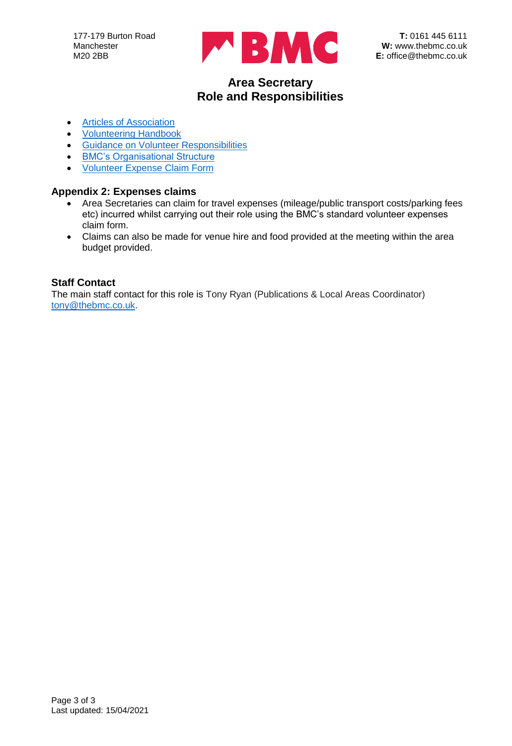177-179 Burton Road
Manchester
M20 2BB

**T:** 0161 445 6111
**W:** www.thebmc.co.uk
**E:** office@thebmc.co.uk

## Area Secretary
## Role and Responsibilities

- Articles of Association
- Volunteering Handbook
- Guidance on Volunteer Responsibilities
- BMC's Organisational Structure
- Volunteer Expense Claim Form

### Appendix 2: Expenses claims

- Area Secretaries can claim for travel expenses (mileage/public transport costs/parking fees etc) incurred whilst carrying out their role using the BMC's standard volunteer expenses claim form.
- Claims can also be made for venue hire and food provided at the meeting within the area budget provided.

### Staff Contact

The main staff contact for this role is Tony Ryan (Publications & Local Areas Coordinator) tony@thebmc.co.uk.

Last updated: 15/04/2021